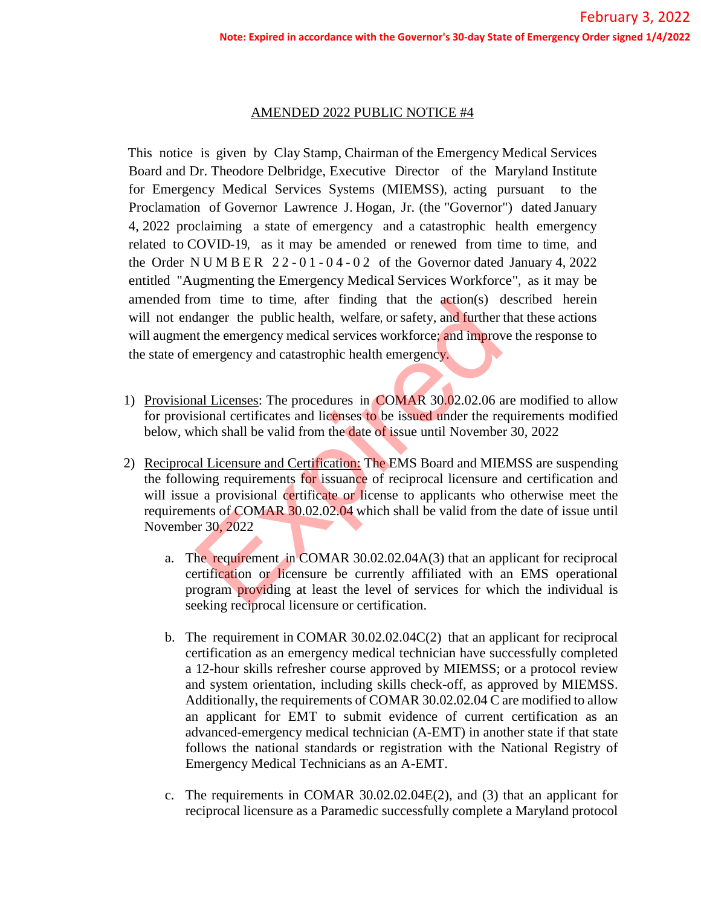February 3, 2022

**Note: Expired in accordance with the Governor's 30-day State of Emergency Order signed 1/4/2022**

## AMENDED 2022 PUBLIC NOTICE #4

This notice is given by Clay Stamp, Chairman of the Emergency Medical Services Board and Dr. Theodore Delbridge, Executive Director of the Maryland Institute for Emergency Medical Services Systems (MIEMSS), acting pursuant to the Proclamation of Governor Lawrence J. Hogan, Jr. (the "Governor") dated January 4, 2022 proclaiming a state of emergency and a catastrophic health emergency related to COVID-19, as it may be amended or renewed from time to time, and the Order NUMBER 22-01-04-02 of the Governor dated January 4, 2022 entitled "Augmenting the Emergency Medical Services Workforce", as it may be amended from time to time, after finding that the action(s) described herein will not endanger the public health, welfare, or safety, and further that these actions will augment the emergency medical services workforce; and improve the response to the state of emergency and catastrophic health emergency.

1) Provisional Licenses: The procedures in COMAR 30.02.02.06 are modified to allow for provisional certificates and licenses to be issued under the requirements modified below, which shall be valid from the date of issue until November 30, 2022

2) Reciprocal Licensure and Certification: The EMS Board and MIEMSS are suspending the following requirements for issuance of reciprocal licensure and certification and will issue a provisional certificate or license to applicants who otherwise meet the requirements of COMAR 30.02.02.04 which shall be valid from the date of issue until November 30, 2022

   a. The requirement in COMAR 30.02.02.04A(3) that an applicant for reciprocal certification or licensure be currently affiliated with an EMS operational program providing at least the level of services for which the individual is seeking reciprocal licensure or certification.

   b. The requirement in COMAR 30.02.02.04C(2) that an applicant for reciprocal certification as an emergency medical technician have successfully completed a 12-hour skills refresher course approved by MIEMSS; or a protocol review and system orientation, including skills check-off, as approved by MIEMSS. Additionally, the requirements of COMAR 30.02.02.04 C are modified to allow an applicant for EMT to submit evidence of current certification as an advanced-emergency medical technician (A-EMT) in another state if that state follows the national standards or registration with the National Registry of Emergency Medical Technicians as an A-EMT.

   c. The requirements in COMAR 30.02.02.04E(2), and (3) that an applicant for reciprocal licensure as a Paramedic successfully complete a Maryland protocol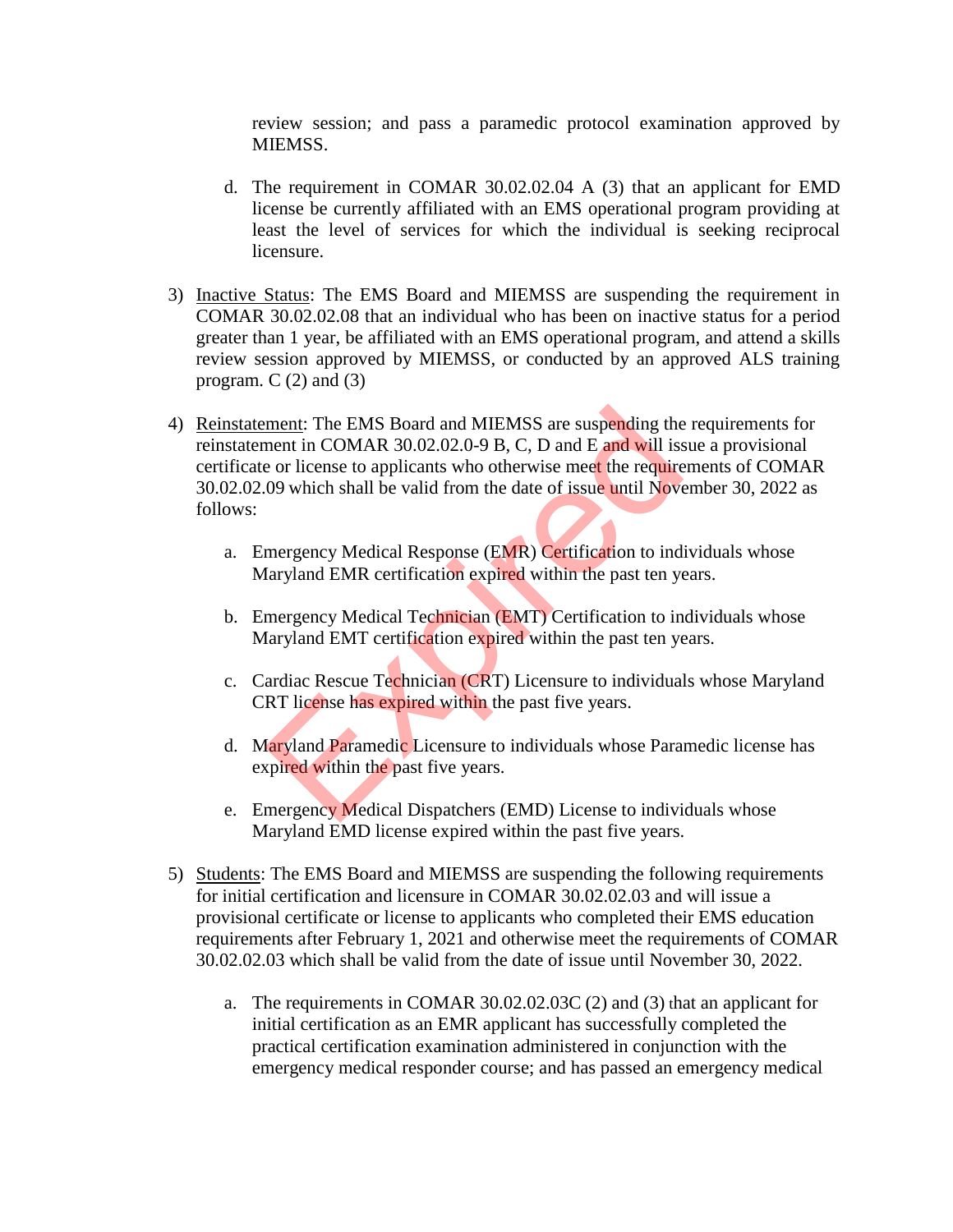review session; and pass a paramedic protocol examination approved by MIEMSS.

d. The requirement in COMAR 30.02.02.04 A (3) that an applicant for EMD license be currently affiliated with an EMS operational program providing at least the level of services for which the individual is seeking reciprocal licensure.

3) Inactive Status: The EMS Board and MIEMSS are suspending the requirement in COMAR 30.02.02.08 that an individual who has been on inactive status for a period greater than 1 year, be affiliated with an EMS operational program, and attend a skills review session approved by MIEMSS, or conducted by an approved ALS training program. C (2) and (3)

4) Reinstatement: The EMS Board and MIEMSS are suspending the requirements for reinstatement in COMAR 30.02.02.0-9 B, C, D and E and will issue a provisional certificate or license to applicants who otherwise meet the requirements of COMAR 30.02.02.09 which shall be valid from the date of issue until November 30, 2022 as follows:

   a. Emergency Medical Response (EMR) Certification to individuals whose Maryland EMR certification expired within the past ten years.

   b. Emergency Medical Technician (EMT) Certification to individuals whose Maryland EMT certification expired within the past ten years.

   c. Cardiac Rescue Technician (CRT) Licensure to individuals whose Maryland CRT license has expired within the past five years.

   d. Maryland Paramedic Licensure to individuals whose Paramedic license has expired within the past five years.

   e. Emergency Medical Dispatchers (EMD) License to individuals whose Maryland EMD license expired within the past five years.

5) Students: The EMS Board and MIEMSS are suspending the following requirements for initial certification and licensure in COMAR 30.02.02.03 and will issue a provisional certificate or license to applicants who completed their EMS education requirements after February 1, 2021 and otherwise meet the requirements of COMAR 30.02.02.03 which shall be valid from the date of issue until November 30, 2022.

   a. The requirements in COMAR 30.02.02.03C (2) and (3) that an applicant for initial certification as an EMR applicant has successfully completed the practical certification examination administered in conjunction with the emergency medical responder course; and has passed an emergency medical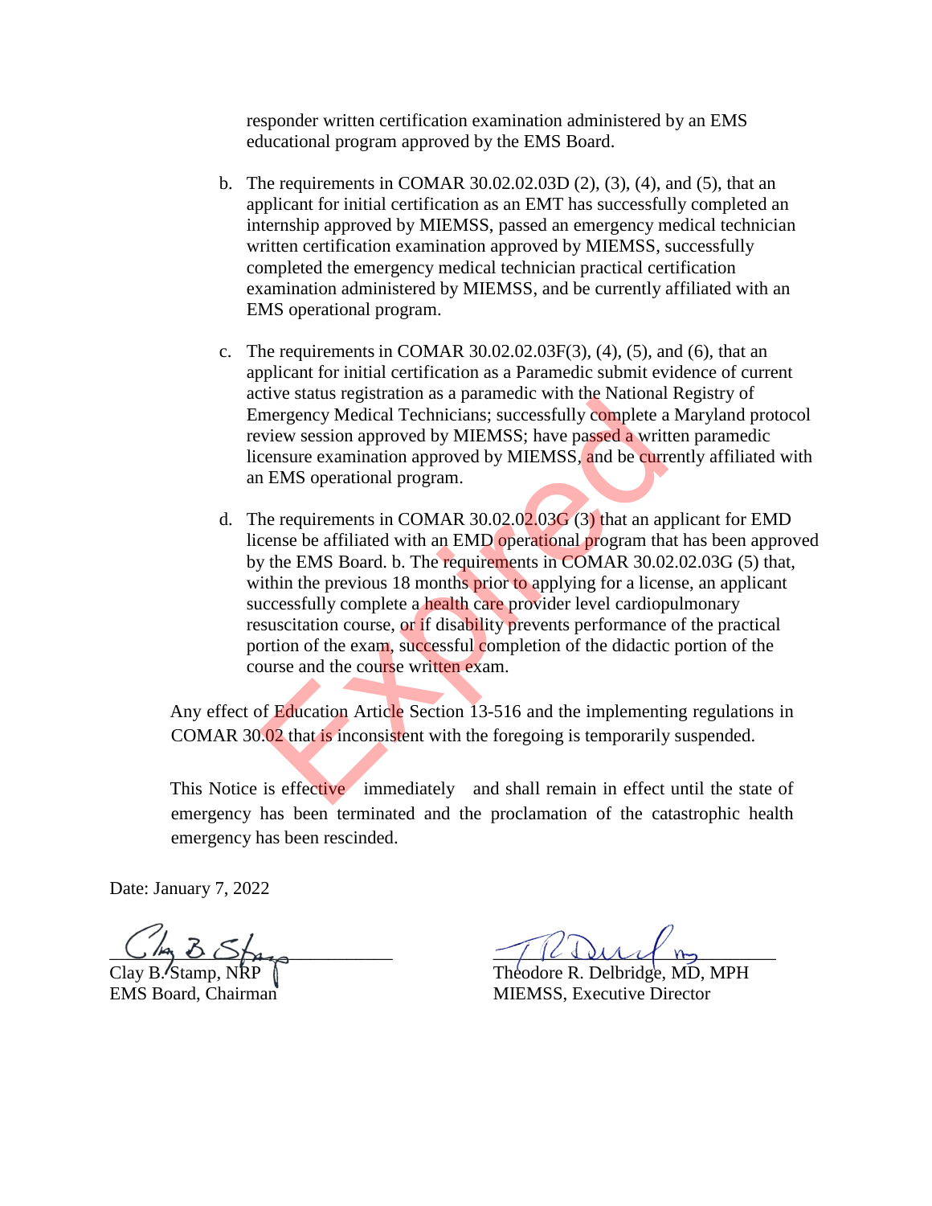responder written certification examination administered by an EMS educational program approved by the EMS Board.

b. The requirements in COMAR 30.02.02.03D (2), (3), (4), and (5), that an applicant for initial certification as an EMT has successfully completed an internship approved by MIEMSS, passed an emergency medical technician written certification examination approved by MIEMSS, successfully completed the emergency medical technician practical certification examination administered by MIEMSS, and be currently affiliated with an EMS operational program.

c. The requirements in COMAR 30.02.02.03F(3), (4), (5), and (6), that an applicant for initial certification as a Paramedic submit evidence of current active status registration as a paramedic with the National Registry of Emergency Medical Technicians; successfully complete a Maryland protocol review session approved by MIEMSS; have passed a written paramedic licensure examination approved by MIEMSS, and be currently affiliated with an EMS operational program.

d. The requirements in COMAR 30.02.02.03G (3) that an applicant for EMD license be affiliated with an EMD operational program that has been approved by the EMS Board. b. The requirements in COMAR 30.02.02.03G (5) that, within the previous 18 months prior to applying for a license, an applicant successfully complete a health care provider level cardiopulmonary resuscitation course, or if disability prevents performance of the practical portion of the exam, successful completion of the didactic portion of the course and the course written exam.

Any effect of Education Article Section 13-516 and the implementing regulations in COMAR 30.02 that is inconsistent with the foregoing is temporarily suspended.

This Notice is effective immediately and shall remain in effect until the state of emergency has been terminated and the proclamation of the catastrophic health emergency has been rescinded.

Date: January 7, 2022

Clay B. Stamp, NRP
EMS Board, Chairman

Theodore R. Delbridge, MD, MPH
MIEMSS, Executive Director

Expired